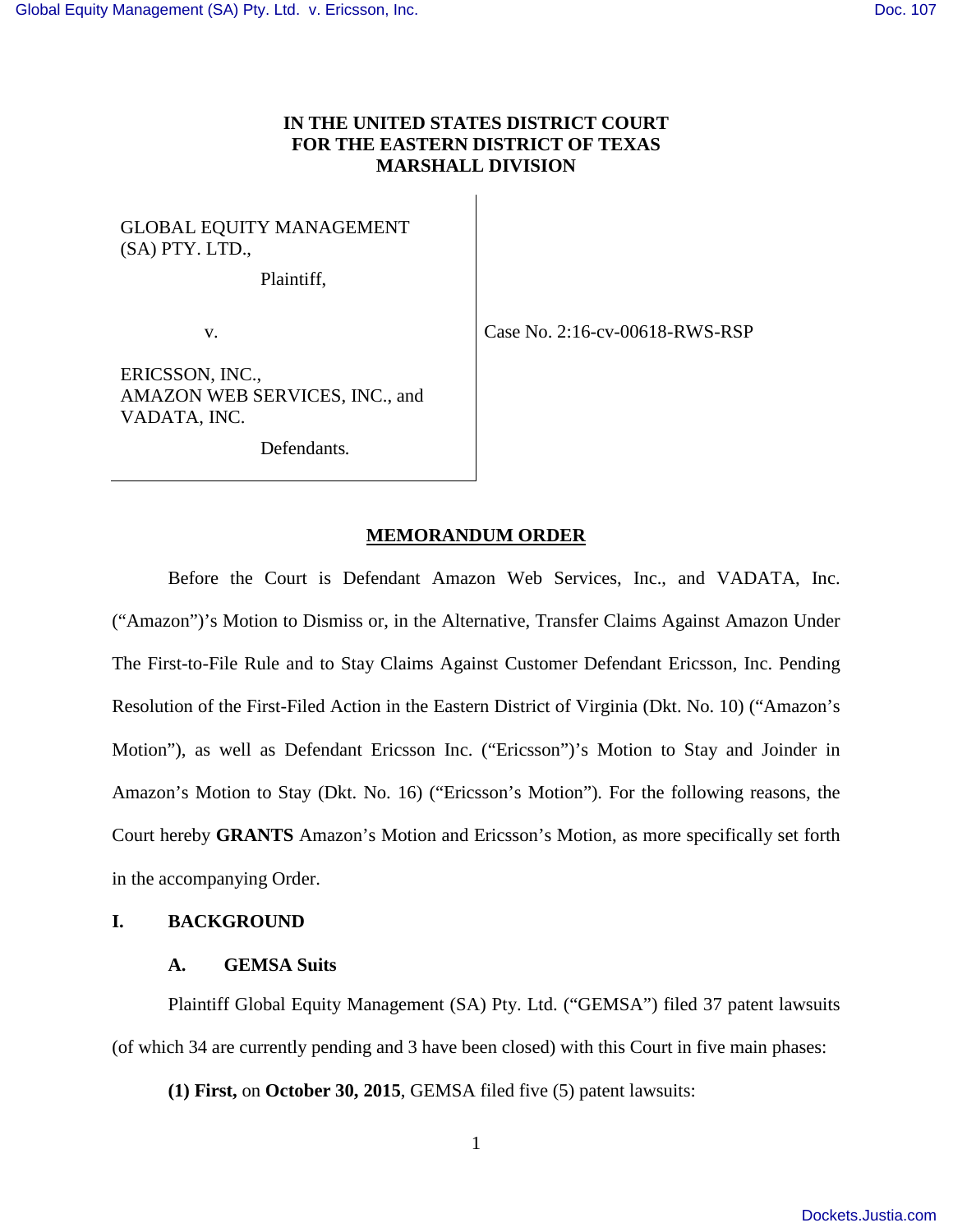**IN THE UNITED STATES DISTRICT COURT**
**FOR THE EASTERN DISTRICT OF TEXAS**
**MARSHALL DIVISION**

| | |
|---|---|
| GLOBAL EQUITY MANAGEMENT (SA) PTY. LTD.,<br><br>Plaintiff,<br><br>v.<br><br>ERICSSON, INC., AMAZON WEB SERVICES, INC., and VADATA, INC.<br><br>Defendants. | Case No. 2:16-cv-00618-RWS-RSP |

## MEMORANDUM ORDER

Before the Court is Defendant Amazon Web Services, Inc., and VADATA, Inc. ("Amazon")'s Motion to Dismiss or, in the Alternative, Transfer Claims Against Amazon Under The First-to-File Rule and to Stay Claims Against Customer Defendant Ericsson, Inc. Pending Resolution of the First-Filed Action in the Eastern District of Virginia (Dkt. No. 10) ("Amazon's Motion"), as well as Defendant Ericsson Inc. ("Ericsson")'s Motion to Stay and Joinder in Amazon's Motion to Stay (Dkt. No. 16) ("Ericsson's Motion"). For the following reasons, the Court hereby **GRANTS** Amazon's Motion and Ericsson's Motion, as more specifically set forth in the accompanying Order.

## I. BACKGROUND

### A. GEMSA Suits

Plaintiff Global Equity Management (SA) Pty. Ltd. ("GEMSA") filed 37 patent lawsuits (of which 34 are currently pending and 3 have been closed) with this Court in five main phases:

**(1) First,** on **October 30, 2015**, GEMSA filed five (5) patent lawsuits: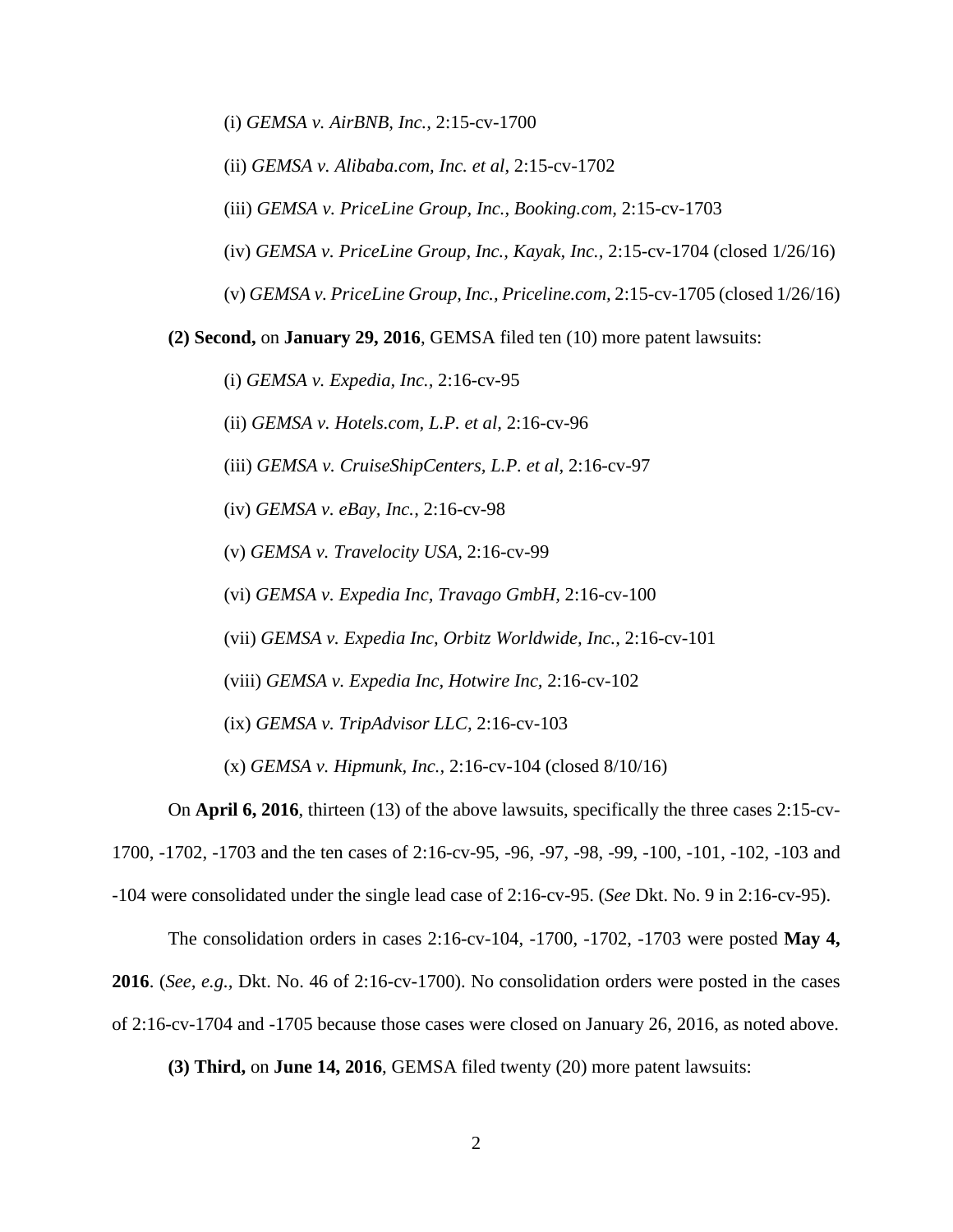(i) *GEMSA v. AirBNB, Inc.*, 2:15-cv-1700

(ii) *GEMSA v. Alibaba.com, Inc. et al*, 2:15-cv-1702

(iii) *GEMSA v. PriceLine Group, Inc., Booking.com*, 2:15-cv-1703

(iv) *GEMSA v. PriceLine Group, Inc., Kayak, Inc.*, 2:15-cv-1704 (closed 1/26/16)

(v) *GEMSA v. PriceLine Group, Inc., Priceline.com*, 2:15-cv-1705 (closed 1/26/16)

**(2) Second,** on **January 29, 2016**, GEMSA filed ten (10) more patent lawsuits:

(i) *GEMSA v. Expedia, Inc.*, 2:16-cv-95

(ii) *GEMSA v. Hotels.com, L.P. et al*, 2:16-cv-96

(iii) *GEMSA v. CruiseShipCenters, L.P. et al*, 2:16-cv-97

(iv) *GEMSA v. eBay, Inc.*, 2:16-cv-98

(v) *GEMSA v. Travelocity USA*, 2:16-cv-99

(vi) *GEMSA v. Expedia Inc, Travago GmbH*, 2:16-cv-100

(vii) *GEMSA v. Expedia Inc, Orbitz Worldwide, Inc.*, 2:16-cv-101

(viii) *GEMSA v. Expedia Inc, Hotwire Inc*, 2:16-cv-102

(ix) *GEMSA v. TripAdvisor LLC*, 2:16-cv-103

(x) *GEMSA v. Hipmunk, Inc.*, 2:16-cv-104 (closed 8/10/16)

On **April 6, 2016**, thirteen (13) of the above lawsuits, specifically the three cases 2:15-cv-1700, -1702, -1703 and the ten cases of 2:16-cv-95, -96, -97, -98, -99, -100, -101, -102, -103 and -104 were consolidated under the single lead case of 2:16-cv-95. (*See* Dkt. No. 9 in 2:16-cv-95).

The consolidation orders in cases 2:16-cv-104, -1700, -1702, -1703 were posted **May 4, 2016**. (*See, e.g.,* Dkt. No. 46 of 2:16-cv-1700). No consolidation orders were posted in the cases of 2:16-cv-1704 and -1705 because those cases were closed on January 26, 2016, as noted above.

**(3) Third,** on **June 14, 2016**, GEMSA filed twenty (20) more patent lawsuits: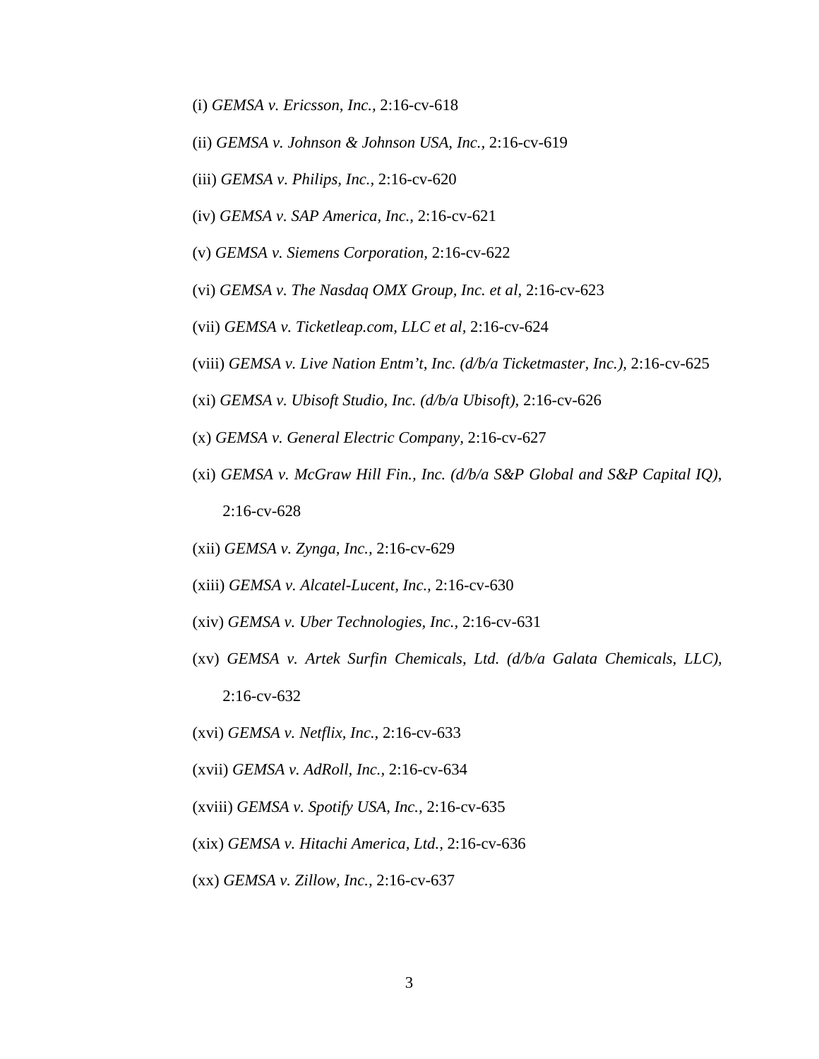(i) *GEMSA v. Ericsson, Inc.*, 2:16-cv-618

(ii) *GEMSA v. Johnson & Johnson USA, Inc.,* 2:16-cv-619

(iii) *GEMSA v. Philips, Inc.*, 2:16-cv-620

(iv) *GEMSA v. SAP America, Inc.*, 2:16-cv-621

(v) *GEMSA v. Siemens Corporation,* 2:16-cv-622

(vi) *GEMSA v. The Nasdaq OMX Group, Inc. et al,* 2:16-cv-623

(vii) *GEMSA v. Ticketleap.com, LLC et al,* 2:16-cv-624

(viii) *GEMSA v. Live Nation Entm't, Inc. (d/b/a Ticketmaster, Inc.),* 2:16-cv-625

(xi) *GEMSA v. Ubisoft Studio, Inc. (d/b/a Ubisoft),* 2:16-cv-626

(x) *GEMSA v. General Electric Company,* 2:16-cv-627

(xi) *GEMSA v. McGraw Hill Fin., Inc. (d/b/a S&P Global and S&P Capital IQ),* 2:16-cv-628

(xii) *GEMSA v. Zynga, Inc.,* 2:16-cv-629

(xiii) *GEMSA v. Alcatel-Lucent, Inc.,* 2:16-cv-630

(xiv) *GEMSA v. Uber Technologies, Inc.,* 2:16-cv-631

(xv) *GEMSA v. Artek Surfin Chemicals, Ltd. (d/b/a Galata Chemicals, LLC),* 2:16-cv-632

(xvi) *GEMSA v. Netflix, Inc.*, 2:16-cv-633

(xvii) *GEMSA v. AdRoll, Inc.,* 2:16-cv-634

(xviii) *GEMSA v. Spotify USA, Inc.,* 2:16-cv-635

(xix) *GEMSA v. Hitachi America, Ltd.,* 2:16-cv-636

(xx) *GEMSA v. Zillow, Inc.*, 2:16-cv-637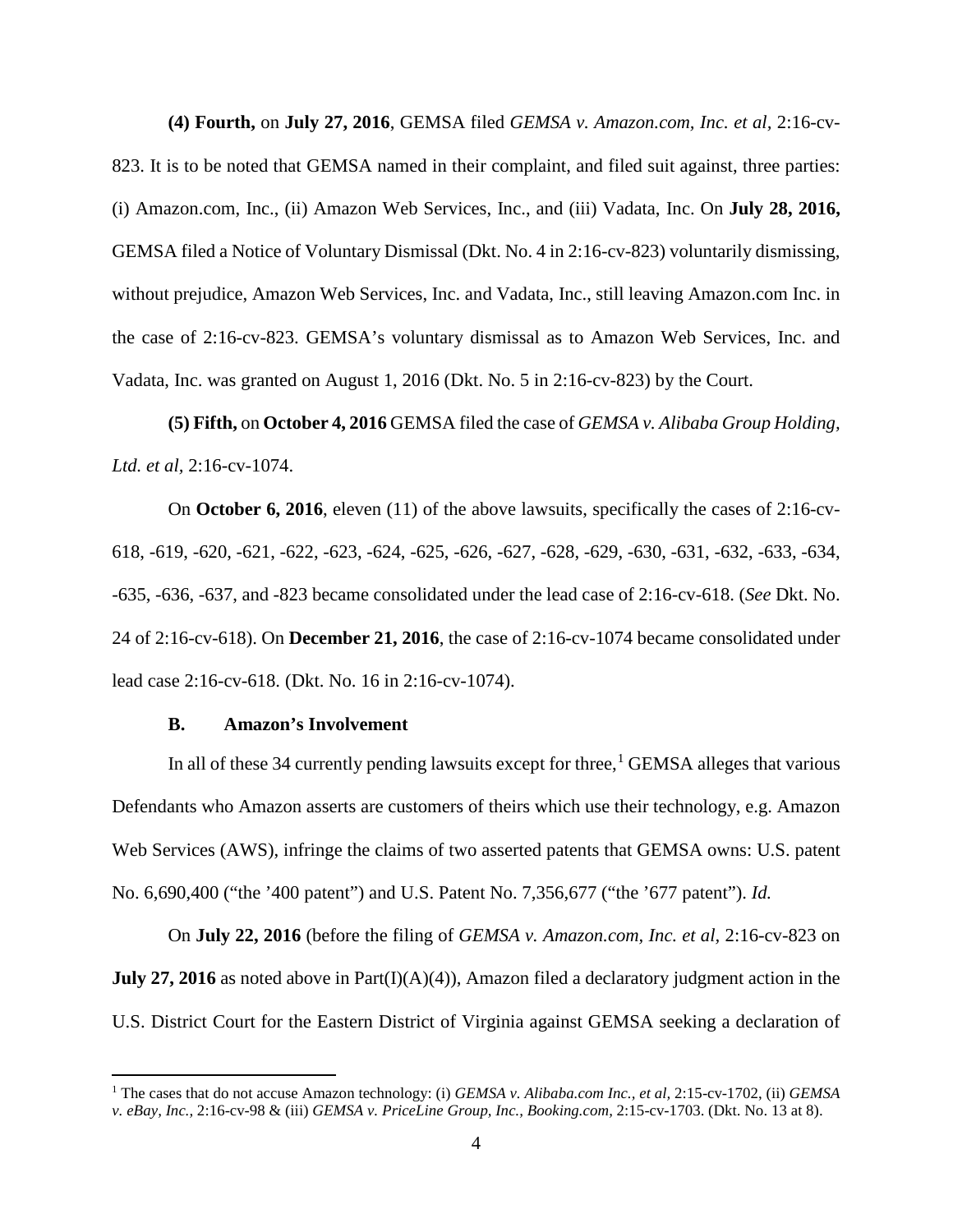**(4) Fourth,** on **July 27, 2016**, GEMSA filed *GEMSA v. Amazon.com, Inc. et al*, 2:16-cv-823. It is to be noted that GEMSA named in their complaint, and filed suit against, three parties: (i) Amazon.com, Inc., (ii) Amazon Web Services, Inc., and (iii) Vadata, Inc. On **July 28, 2016,** GEMSA filed a Notice of Voluntary Dismissal (Dkt. No. 4 in 2:16-cv-823) voluntarily dismissing, without prejudice, Amazon Web Services, Inc. and Vadata, Inc., still leaving Amazon.com Inc. in the case of 2:16-cv-823. GEMSA's voluntary dismissal as to Amazon Web Services, Inc. and Vadata, Inc. was granted on August 1, 2016 (Dkt. No. 5 in 2:16-cv-823) by the Court.

**(5) Fifth,** on **October 4, 2016** GEMSA filed the case of *GEMSA v. Alibaba Group Holding, Ltd. et al,* 2:16-cv-1074.

On **October 6, 2016**, eleven (11) of the above lawsuits, specifically the cases of 2:16-cv-618, -619, -620, -621, -622, -623, -624, -625, -626, -627, -628, -629, -630, -631, -632, -633, -634, -635, -636, -637, and -823 became consolidated under the lead case of 2:16-cv-618. (*See* Dkt. No. 24 of 2:16-cv-618). On **December 21, 2016**, the case of 2:16-cv-1074 became consolidated under lead case 2:16-cv-618. (Dkt. No. 16 in 2:16-cv-1074).

### B. Amazon's Involvement

In all of these 34 currently pending lawsuits except for three,[1] GEMSA alleges that various Defendants who Amazon asserts are customers of theirs which use their technology, e.g. Amazon Web Services (AWS), infringe the claims of two asserted patents that GEMSA owns: U.S. patent No. 6,690,400 ("the '400 patent") and U.S. Patent No. 7,356,677 ("the '677 patent"). *Id.*

On **July 22, 2016** (before the filing of *GEMSA v. Amazon.com, Inc. et al*, 2:16-cv-823 on **July 27, 2016** as noted above in Part(I)(A)(4)), Amazon filed a declaratory judgment action in the U.S. District Court for the Eastern District of Virginia against GEMSA seeking a declaration of

---

[1] The cases that do not accuse Amazon technology: (i) *GEMSA v. Alibaba.com Inc., et al,* 2:15-cv-1702, (ii) *GEMSA v. eBay, Inc.,* 2:16-cv-98 & (iii) *GEMSA v. PriceLine Group, Inc., Booking.com,* 2:15-cv-1703. (Dkt. No. 13 at 8).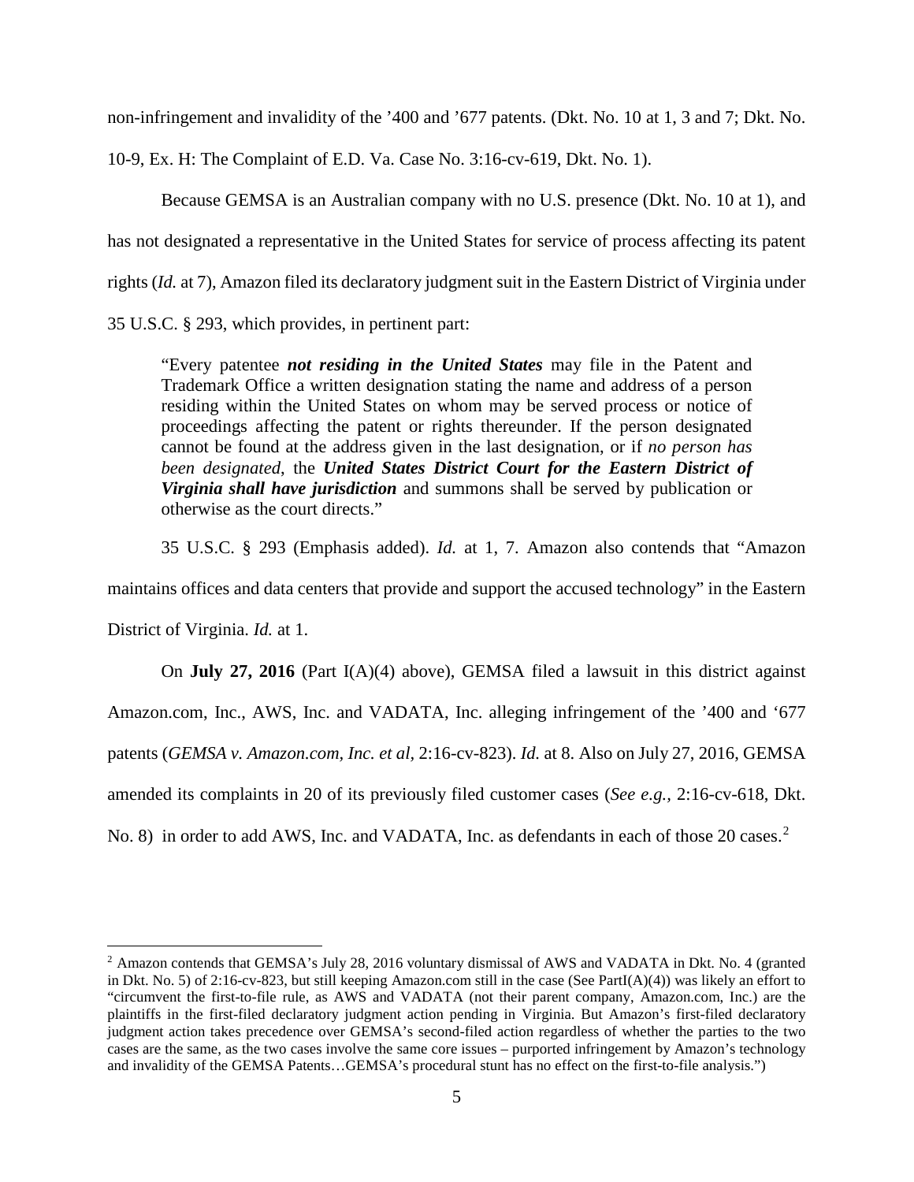non-infringement and invalidity of the '400 and '677 patents. (Dkt. No. 10 at 1, 3 and 7; Dkt. No. 10-9, Ex. H: The Complaint of E.D. Va. Case No. 3:16-cv-619, Dkt. No. 1).

Because GEMSA is an Australian company with no U.S. presence (Dkt. No. 10 at 1), and has not designated a representative in the United States for service of process affecting its patent rights (*Id.* at 7), Amazon filed its declaratory judgment suit in the Eastern District of Virginia under 35 U.S.C. § 293, which provides, in pertinent part:

> "Every patentee ***not residing in the United States*** may file in the Patent and Trademark Office a written designation stating the name and address of a person residing within the United States on whom may be served process or notice of proceedings affecting the patent or rights thereunder. If the person designated cannot be found at the address given in the last designation, or if *no person has been designated*, the ***United States District Court for the Eastern District of Virginia shall have jurisdiction*** and summons shall be served by publication or otherwise as the court directs."

35 U.S.C. § 293 (Emphasis added). *Id.* at 1, 7. Amazon also contends that "Amazon maintains offices and data centers that provide and support the accused technology" in the Eastern District of Virginia. *Id.* at 1.

On **July 27, 2016** (Part I(A)(4) above), GEMSA filed a lawsuit in this district against Amazon.com, Inc., AWS, Inc. and VADATA, Inc. alleging infringement of the '400 and '677 patents (*GEMSA v. Amazon.com, Inc. et al*, 2:16-cv-823). *Id.* at 8. Also on July 27, 2016, GEMSA amended its complaints in 20 of its previously filed customer cases (*See e.g.*, 2:16-cv-618, Dkt. No. 8) in order to add AWS, Inc. and VADATA, Inc. as defendants in each of those 20 cases.[2]

---

[2] Amazon contends that GEMSA's July 28, 2016 voluntary dismissal of AWS and VADATA in Dkt. No. 4 (granted in Dkt. No. 5) of 2:16-cv-823, but still keeping Amazon.com still in the case (See PartI(A)(4)) was likely an effort to "circumvent the first-to-file rule, as AWS and VADATA (not their parent company, Amazon.com, Inc.) are the plaintiffs in the first-filed declaratory judgment action pending in Virginia. But Amazon's first-filed declaratory judgment action takes precedence over GEMSA's second-filed action regardless of whether the parties to the two cases are the same, as the two cases involve the same core issues – purported infringement by Amazon's technology and invalidity of the GEMSA Patents…GEMSA's procedural stunt has no effect on the first-to-file analysis.")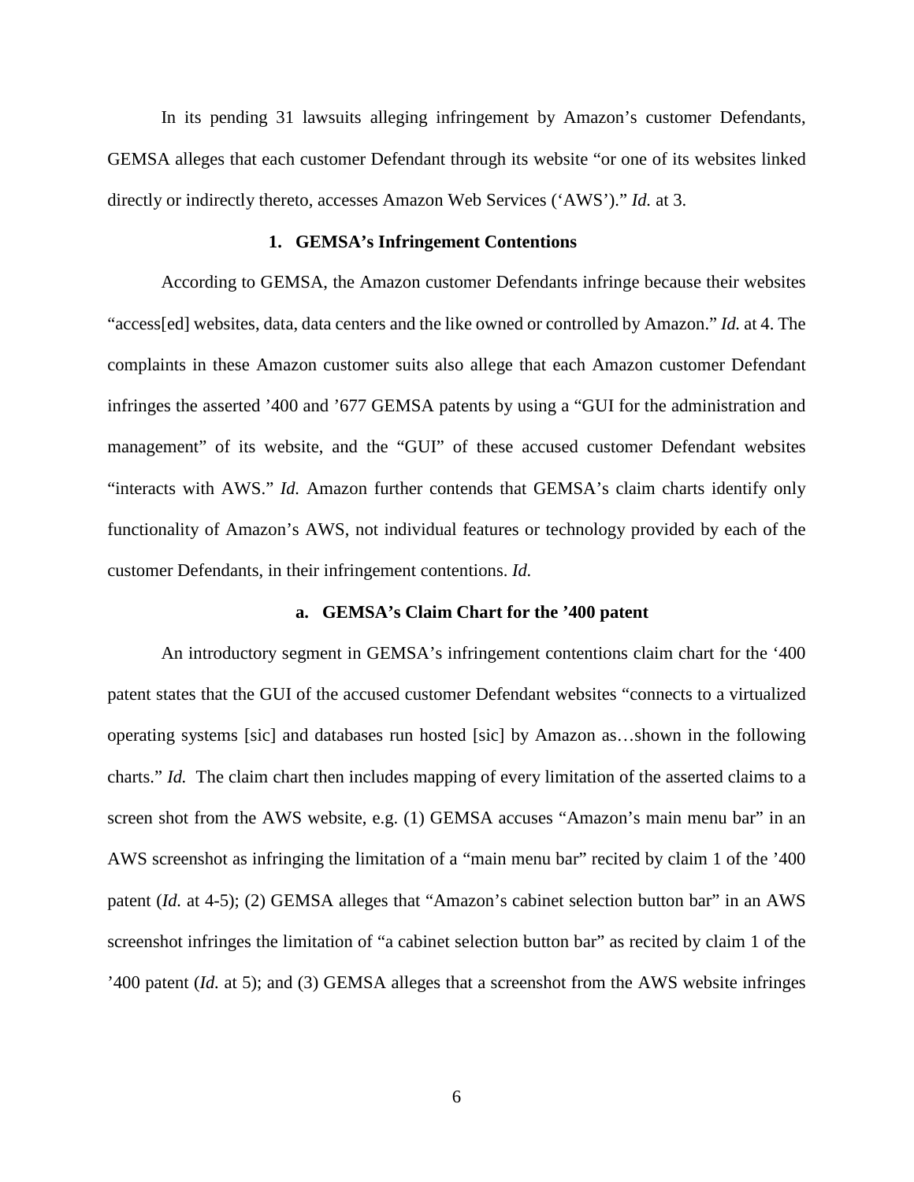In its pending 31 lawsuits alleging infringement by Amazon's customer Defendants, GEMSA alleges that each customer Defendant through its website "or one of its websites linked directly or indirectly thereto, accesses Amazon Web Services ('AWS')." *Id.* at 3.

### 1. GEMSA's Infringement Contentions

According to GEMSA, the Amazon customer Defendants infringe because their websites "access[ed] websites, data, data centers and the like owned or controlled by Amazon." *Id.* at 4. The complaints in these Amazon customer suits also allege that each Amazon customer Defendant infringes the asserted '400 and '677 GEMSA patents by using a "GUI for the administration and management" of its website, and the "GUI" of these accused customer Defendant websites "interacts with AWS." *Id.* Amazon further contends that GEMSA's claim charts identify only functionality of Amazon's AWS, not individual features or technology provided by each of the customer Defendants, in their infringement contentions. *Id.*

#### a. GEMSA's Claim Chart for the '400 patent

An introductory segment in GEMSA's infringement contentions claim chart for the '400 patent states that the GUI of the accused customer Defendant websites "connects to a virtualized operating systems [sic] and databases run hosted [sic] by Amazon as…shown in the following charts." *Id.* The claim chart then includes mapping of every limitation of the asserted claims to a screen shot from the AWS website, e.g. (1) GEMSA accuses "Amazon's main menu bar" in an AWS screenshot as infringing the limitation of a "main menu bar" recited by claim 1 of the '400 patent (*Id.* at 4-5); (2) GEMSA alleges that "Amazon's cabinet selection button bar" in an AWS screenshot infringes the limitation of "a cabinet selection button bar" as recited by claim 1 of the '400 patent (*Id.* at 5); and (3) GEMSA alleges that a screenshot from the AWS website infringes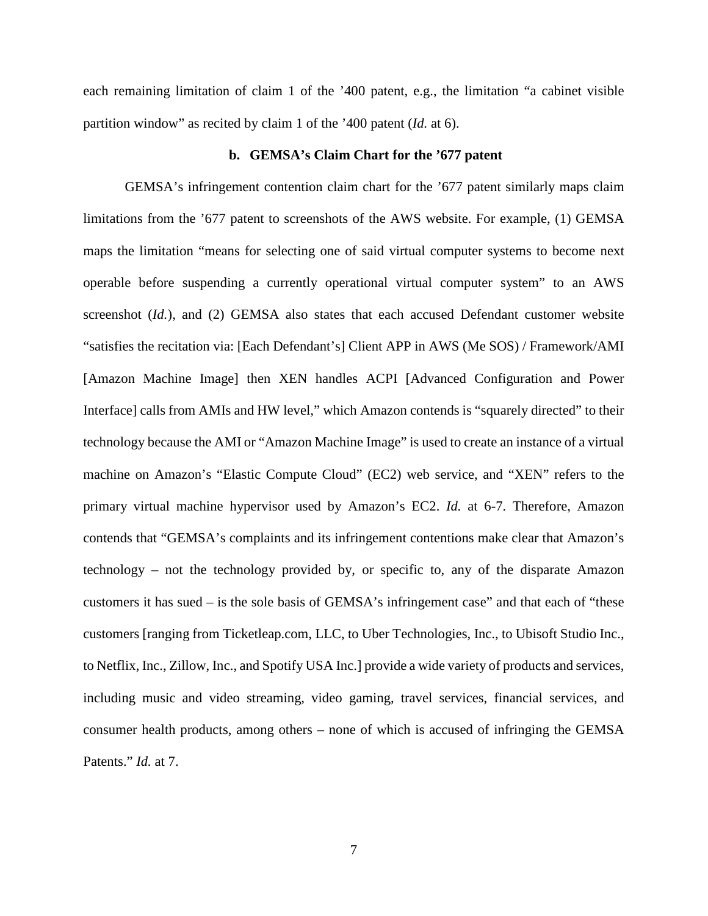each remaining limitation of claim 1 of the '400 patent, e.g., the limitation "a cabinet visible partition window" as recited by claim 1 of the '400 patent (*Id.* at 6).

### b. GEMSA's Claim Chart for the '677 patent

GEMSA's infringement contention claim chart for the '677 patent similarly maps claim limitations from the '677 patent to screenshots of the AWS website. For example, (1) GEMSA maps the limitation "means for selecting one of said virtual computer systems to become next operable before suspending a currently operational virtual computer system" to an AWS screenshot (*Id.*), and (2) GEMSA also states that each accused Defendant customer website "satisfies the recitation via: [Each Defendant's] Client APP in AWS (Me SOS) / Framework/AMI [Amazon Machine Image] then XEN handles ACPI [Advanced Configuration and Power Interface] calls from AMIs and HW level," which Amazon contends is "squarely directed" to their technology because the AMI or "Amazon Machine Image" is used to create an instance of a virtual machine on Amazon's "Elastic Compute Cloud" (EC2) web service, and "XEN" refers to the primary virtual machine hypervisor used by Amazon's EC2. *Id.* at 6-7. Therefore, Amazon contends that "GEMSA's complaints and its infringement contentions make clear that Amazon's technology – not the technology provided by, or specific to, any of the disparate Amazon customers it has sued – is the sole basis of GEMSA's infringement case" and that each of "these customers [ranging from Ticketleap.com, LLC, to Uber Technologies, Inc., to Ubisoft Studio Inc., to Netflix, Inc., Zillow, Inc., and Spotify USA Inc.] provide a wide variety of products and services, including music and video streaming, video gaming, travel services, financial services, and consumer health products, among others – none of which is accused of infringing the GEMSA Patents." *Id.* at 7.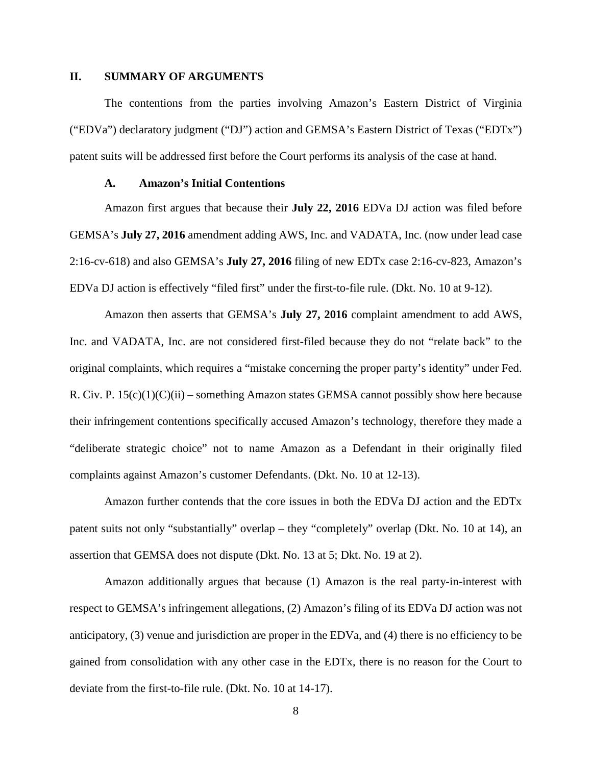## II. SUMMARY OF ARGUMENTS

The contentions from the parties involving Amazon's Eastern District of Virginia ("EDVa") declaratory judgment ("DJ") action and GEMSA's Eastern District of Texas ("EDTx") patent suits will be addressed first before the Court performs its analysis of the case at hand.

### A. Amazon's Initial Contentions

Amazon first argues that because their **July 22, 2016** EDVa DJ action was filed before GEMSA's **July 27, 2016** amendment adding AWS, Inc. and VADATA, Inc. (now under lead case 2:16-cv-618) and also GEMSA's **July 27, 2016** filing of new EDTx case 2:16-cv-823, Amazon's EDVa DJ action is effectively "filed first" under the first-to-file rule. (Dkt. No. 10 at 9-12).

Amazon then asserts that GEMSA's **July 27, 2016** complaint amendment to add AWS, Inc. and VADATA, Inc. are not considered first-filed because they do not "relate back" to the original complaints, which requires a "mistake concerning the proper party's identity" under Fed. R. Civ. P. 15(c)(1)(C)(ii) – something Amazon states GEMSA cannot possibly show here because their infringement contentions specifically accused Amazon's technology, therefore they made a "deliberate strategic choice" not to name Amazon as a Defendant in their originally filed complaints against Amazon's customer Defendants. (Dkt. No. 10 at 12-13).

Amazon further contends that the core issues in both the EDVa DJ action and the EDTx patent suits not only "substantially" overlap – they "completely" overlap (Dkt. No. 10 at 14), an assertion that GEMSA does not dispute (Dkt. No. 13 at 5; Dkt. No. 19 at 2).

Amazon additionally argues that because (1) Amazon is the real party-in-interest with respect to GEMSA's infringement allegations, (2) Amazon's filing of its EDVa DJ action was not anticipatory, (3) venue and jurisdiction are proper in the EDVa, and (4) there is no efficiency to be gained from consolidation with any other case in the EDTx, there is no reason for the Court to deviate from the first-to-file rule. (Dkt. No. 10 at 14-17).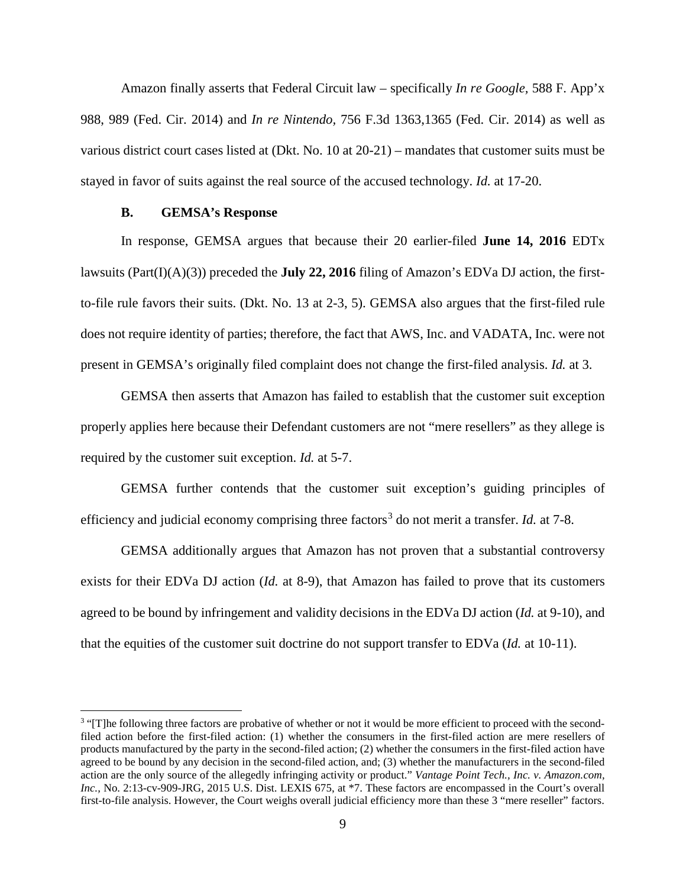Amazon finally asserts that Federal Circuit law – specifically *In re Google*, 588 F. App'x 988, 989 (Fed. Cir. 2014) and *In re Nintendo*, 756 F.3d 1363,1365 (Fed. Cir. 2014) as well as various district court cases listed at (Dkt. No. 10 at 20-21) – mandates that customer suits must be stayed in favor of suits against the real source of the accused technology. *Id.* at 17-20.

### B. GEMSA's Response

In response, GEMSA argues that because their 20 earlier-filed **June 14, 2016** EDTx lawsuits (Part(I)(A)(3)) preceded the **July 22, 2016** filing of Amazon's EDVa DJ action, the first-to-file rule favors their suits. (Dkt. No. 13 at 2-3, 5). GEMSA also argues that the first-filed rule does not require identity of parties; therefore, the fact that AWS, Inc. and VADATA, Inc. were not present in GEMSA's originally filed complaint does not change the first-filed analysis. *Id.* at 3.

GEMSA then asserts that Amazon has failed to establish that the customer suit exception properly applies here because their Defendant customers are not "mere resellers" as they allege is required by the customer suit exception. *Id.* at 5-7.

GEMSA further contends that the customer suit exception's guiding principles of efficiency and judicial economy comprising three factors[3] do not merit a transfer. *Id.* at 7-8.

GEMSA additionally argues that Amazon has not proven that a substantial controversy exists for their EDVa DJ action (*Id.* at 8-9), that Amazon has failed to prove that its customers agreed to be bound by infringement and validity decisions in the EDVa DJ action (*Id.* at 9-10), and that the equities of the customer suit doctrine do not support transfer to EDVa (*Id.* at 10-11).

---

[3] "[T]he following three factors are probative of whether or not it would be more efficient to proceed with the second-filed action before the first-filed action: (1) whether the consumers in the first-filed action are mere resellers of products manufactured by the party in the second-filed action; (2) whether the consumers in the first-filed action have agreed to be bound by any decision in the second-filed action, and; (3) whether the manufacturers in the second-filed action are the only source of the allegedly infringing activity or product." *Vantage Point Tech., Inc. v. Amazon.com, Inc.*, No. 2:13-cv-909-JRG, 2015 U.S. Dist. LEXIS 675, at *7. These factors are encompassed in the Court's overall first-to-file analysis. However, the Court weighs overall judicial efficiency more than these 3 "mere reseller" factors.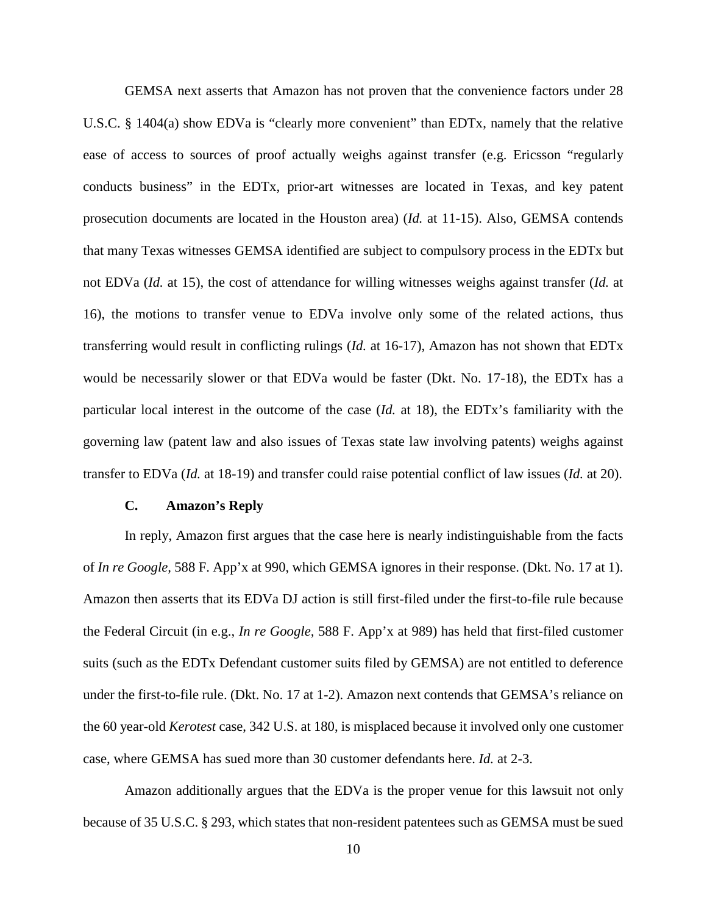GEMSA next asserts that Amazon has not proven that the convenience factors under 28 U.S.C. § 1404(a) show EDVa is "clearly more convenient" than EDTx, namely that the relative ease of access to sources of proof actually weighs against transfer (e.g. Ericsson "regularly conducts business" in the EDTx, prior-art witnesses are located in Texas, and key patent prosecution documents are located in the Houston area) (*Id.* at 11-15). Also, GEMSA contends that many Texas witnesses GEMSA identified are subject to compulsory process in the EDTx but not EDVa (*Id.* at 15), the cost of attendance for willing witnesses weighs against transfer (*Id.* at 16), the motions to transfer venue to EDVa involve only some of the related actions, thus transferring would result in conflicting rulings (*Id.* at 16-17), Amazon has not shown that EDTx would be necessarily slower or that EDVa would be faster (Dkt. No. 17-18), the EDTx has a particular local interest in the outcome of the case (*Id.* at 18), the EDTx's familiarity with the governing law (patent law and also issues of Texas state law involving patents) weighs against transfer to EDVa (*Id.* at 18-19) and transfer could raise potential conflict of law issues (*Id.* at 20).

### C. Amazon's Reply

In reply, Amazon first argues that the case here is nearly indistinguishable from the facts of *In re Google*, 588 F. App'x at 990, which GEMSA ignores in their response. (Dkt. No. 17 at 1). Amazon then asserts that its EDVa DJ action is still first-filed under the first-to-file rule because the Federal Circuit (in e.g., *In re Google*, 588 F. App'x at 989) has held that first-filed customer suits (such as the EDTx Defendant customer suits filed by GEMSA) are not entitled to deference under the first-to-file rule. (Dkt. No. 17 at 1-2). Amazon next contends that GEMSA's reliance on the 60 year-old *Kerotest* case, 342 U.S. at 180, is misplaced because it involved only one customer case, where GEMSA has sued more than 30 customer defendants here. *Id.* at 2-3.

Amazon additionally argues that the EDVa is the proper venue for this lawsuit not only because of 35 U.S.C. § 293, which states that non-resident patentees such as GEMSA must be sued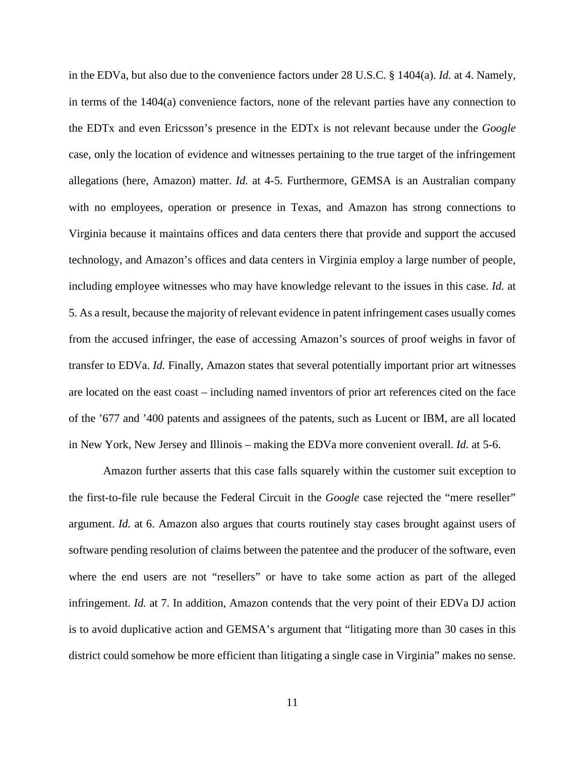in the EDVa, but also due to the convenience factors under 28 U.S.C. § 1404(a). *Id.* at 4. Namely, in terms of the 1404(a) convenience factors, none of the relevant parties have any connection to the EDTx and even Ericsson's presence in the EDTx is not relevant because under the *Google* case, only the location of evidence and witnesses pertaining to the true target of the infringement allegations (here, Amazon) matter. *Id.* at 4-5. Furthermore, GEMSA is an Australian company with no employees, operation or presence in Texas, and Amazon has strong connections to Virginia because it maintains offices and data centers there that provide and support the accused technology, and Amazon's offices and data centers in Virginia employ a large number of people, including employee witnesses who may have knowledge relevant to the issues in this case. *Id.* at 5. As a result, because the majority of relevant evidence in patent infringement cases usually comes from the accused infringer, the ease of accessing Amazon's sources of proof weighs in favor of transfer to EDVa. *Id.* Finally, Amazon states that several potentially important prior art witnesses are located on the east coast – including named inventors of prior art references cited on the face of the '677 and '400 patents and assignees of the patents, such as Lucent or IBM, are all located in New York, New Jersey and Illinois – making the EDVa more convenient overall. *Id.* at 5-6.

Amazon further asserts that this case falls squarely within the customer suit exception to the first-to-file rule because the Federal Circuit in the *Google* case rejected the "mere reseller" argument. *Id.* at 6. Amazon also argues that courts routinely stay cases brought against users of software pending resolution of claims between the patentee and the producer of the software, even where the end users are not "resellers" or have to take some action as part of the alleged infringement. *Id.* at 7. In addition, Amazon contends that the very point of their EDVa DJ action is to avoid duplicative action and GEMSA's argument that "litigating more than 30 cases in this district could somehow be more efficient than litigating a single case in Virginia" makes no sense.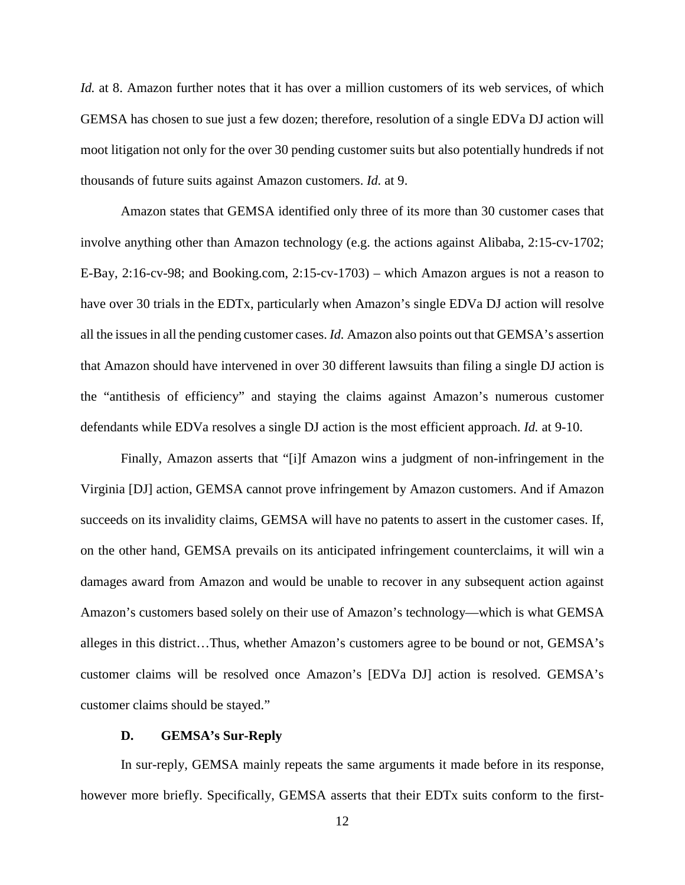*Id.* at 8. Amazon further notes that it has over a million customers of its web services, of which GEMSA has chosen to sue just a few dozen; therefore, resolution of a single EDVa DJ action will moot litigation not only for the over 30 pending customer suits but also potentially hundreds if not thousands of future suits against Amazon customers. *Id.* at 9.

Amazon states that GEMSA identified only three of its more than 30 customer cases that involve anything other than Amazon technology (e.g. the actions against Alibaba, 2:15-cv-1702; E-Bay, 2:16-cv-98; and Booking.com, 2:15-cv-1703) – which Amazon argues is not a reason to have over 30 trials in the EDTx, particularly when Amazon's single EDVa DJ action will resolve all the issues in all the pending customer cases. *Id.* Amazon also points out that GEMSA's assertion that Amazon should have intervened in over 30 different lawsuits than filing a single DJ action is the "antithesis of efficiency" and staying the claims against Amazon's numerous customer defendants while EDVa resolves a single DJ action is the most efficient approach. *Id.* at 9-10.

Finally, Amazon asserts that "[i]f Amazon wins a judgment of non-infringement in the Virginia [DJ] action, GEMSA cannot prove infringement by Amazon customers. And if Amazon succeeds on its invalidity claims, GEMSA will have no patents to assert in the customer cases. If, on the other hand, GEMSA prevails on its anticipated infringement counterclaims, it will win a damages award from Amazon and would be unable to recover in any subsequent action against Amazon's customers based solely on their use of Amazon's technology—which is what GEMSA alleges in this district…Thus, whether Amazon's customers agree to be bound or not, GEMSA's customer claims will be resolved once Amazon's [EDVa DJ] action is resolved. GEMSA's customer claims should be stayed."

### D. GEMSA's Sur-Reply

In sur-reply, GEMSA mainly repeats the same arguments it made before in its response, however more briefly. Specifically, GEMSA asserts that their EDTx suits conform to the first-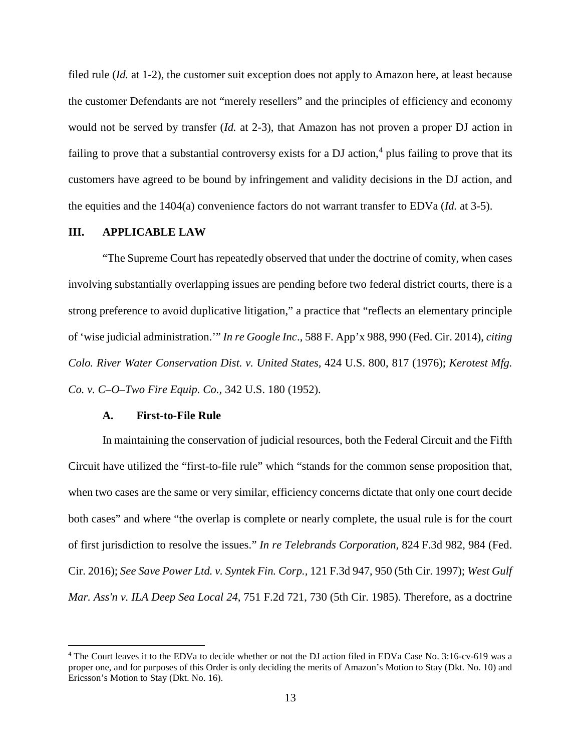filed rule (*Id.* at 1-2), the customer suit exception does not apply to Amazon here, at least because the customer Defendants are not "merely resellers" and the principles of efficiency and economy would not be served by transfer (*Id.* at 2-3), that Amazon has not proven a proper DJ action in failing to prove that a substantial controversy exists for a DJ action,[4] plus failing to prove that its customers have agreed to be bound by infringement and validity decisions in the DJ action, and the equities and the 1404(a) convenience factors do not warrant transfer to EDVa (*Id.* at 3-5).

## III. APPLICABLE LAW

"The Supreme Court has repeatedly observed that under the doctrine of comity, when cases involving substantially overlapping issues are pending before two federal district courts, there is a strong preference to avoid duplicative litigation," a practice that "reflects an elementary principle of 'wise judicial administration.'" *In re Google Inc*., 588 F. App'x 988, 990 (Fed. Cir. 2014), *citing Colo. River Water Conservation Dist. v. United States,* 424 U.S. 800, 817 (1976); *Kerotest Mfg. Co. v. C–O–Two Fire Equip. Co.,* 342 U.S. 180 (1952).

### A. First-to-File Rule

In maintaining the conservation of judicial resources, both the Federal Circuit and the Fifth Circuit have utilized the "first-to-file rule" which "stands for the common sense proposition that, when two cases are the same or very similar, efficiency concerns dictate that only one court decide both cases" and where "the overlap is complete or nearly complete, the usual rule is for the court of first jurisdiction to resolve the issues." *In re Telebrands Corporation,* 824 F.3d 982, 984 (Fed. Cir. 2016); *See Save Power Ltd. v. Syntek Fin. Corp.*, 121 F.3d 947, 950 (5th Cir. 1997); *West Gulf Mar. Ass'n v. ILA Deep Sea Local 24*, 751 F.2d 721, 730 (5th Cir. 1985). Therefore, as a doctrine

---

[4] The Court leaves it to the EDVa to decide whether or not the DJ action filed in EDVa Case No. 3:16-cv-619 was a proper one, and for purposes of this Order is only deciding the merits of Amazon's Motion to Stay (Dkt. No. 10) and Ericsson's Motion to Stay (Dkt. No. 16).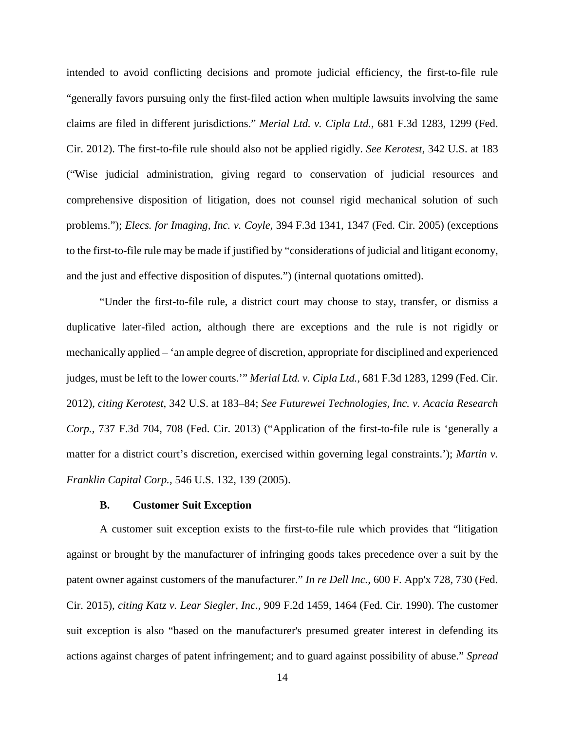intended to avoid conflicting decisions and promote judicial efficiency, the first-to-file rule "generally favors pursuing only the first-filed action when multiple lawsuits involving the same claims are filed in different jurisdictions." *Merial Ltd. v. Cipla Ltd.*, 681 F.3d 1283, 1299 (Fed. Cir. 2012). The first-to-file rule should also not be applied rigidly. *See Kerotest*, 342 U.S. at 183 ("Wise judicial administration, giving regard to conservation of judicial resources and comprehensive disposition of litigation, does not counsel rigid mechanical solution of such problems."); *Elecs. for Imaging, Inc. v. Coyle*, 394 F.3d 1341, 1347 (Fed. Cir. 2005) (exceptions to the first-to-file rule may be made if justified by "considerations of judicial and litigant economy, and the just and effective disposition of disputes.") (internal quotations omitted).

"Under the first-to-file rule, a district court may choose to stay, transfer, or dismiss a duplicative later-filed action, although there are exceptions and the rule is not rigidly or mechanically applied – 'an ample degree of discretion, appropriate for disciplined and experienced judges, must be left to the lower courts.'" *Merial Ltd. v. Cipla Ltd.*, 681 F.3d 1283, 1299 (Fed. Cir. 2012), *citing Kerotest*, 342 U.S. at 183–84; *See Futurewei Technologies, Inc. v. Acacia Research Corp.*, 737 F.3d 704, 708 (Fed. Cir. 2013) ("Application of the first-to-file rule is 'generally a matter for a district court's discretion, exercised within governing legal constraints.'); *Martin v. Franklin Capital Corp.*, 546 U.S. 132, 139 (2005).

### B. Customer Suit Exception

A customer suit exception exists to the first-to-file rule which provides that "litigation against or brought by the manufacturer of infringing goods takes precedence over a suit by the patent owner against customers of the manufacturer." *In re Dell Inc.*, 600 F. App'x 728, 730 (Fed. Cir. 2015), *citing Katz v. Lear Siegler, Inc.*, 909 F.2d 1459, 1464 (Fed. Cir. 1990). The customer suit exception is also "based on the manufacturer's presumed greater interest in defending its actions against charges of patent infringement; and to guard against possibility of abuse." *Spread*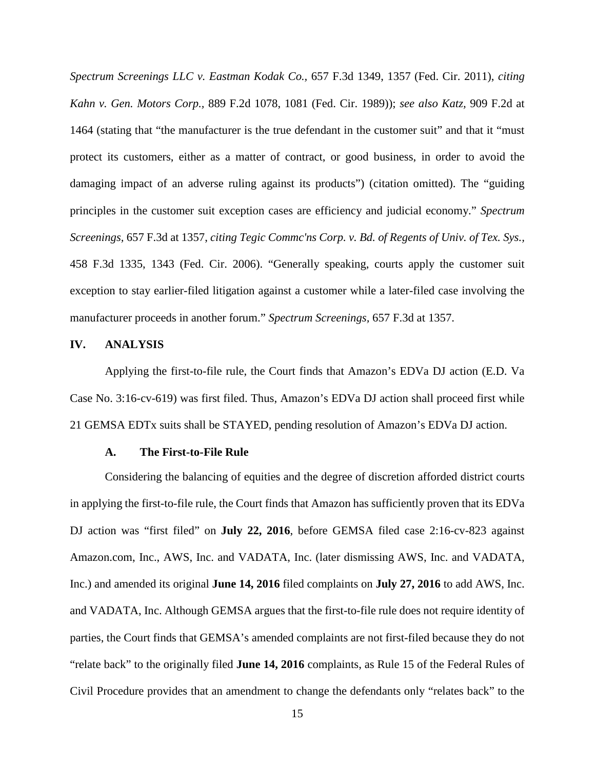*Spectrum Screenings LLC v. Eastman Kodak Co.*, 657 F.3d 1349, 1357 (Fed. Cir. 2011), *citing Kahn v. Gen. Motors Corp.*, 889 F.2d 1078, 1081 (Fed. Cir. 1989)); *see also Katz,* 909 F.2d at 1464 (stating that "the manufacturer is the true defendant in the customer suit" and that it "must protect its customers, either as a matter of contract, or good business, in order to avoid the damaging impact of an adverse ruling against its products") (citation omitted). The "guiding principles in the customer suit exception cases are efficiency and judicial economy." *Spectrum Screenings*, 657 F.3d at 1357, *citing Tegic Commc'ns Corp. v. Bd. of Regents of Univ. of Tex. Sys.*, 458 F.3d 1335, 1343 (Fed. Cir. 2006). "Generally speaking, courts apply the customer suit exception to stay earlier-filed litigation against a customer while a later-filed case involving the manufacturer proceeds in another forum." *Spectrum Screenings*, 657 F.3d at 1357.

## IV. ANALYSIS

Applying the first-to-file rule, the Court finds that Amazon's EDVa DJ action (E.D. Va Case No. 3:16-cv-619) was first filed. Thus, Amazon's EDVa DJ action shall proceed first while 21 GEMSA EDTx suits shall be STAYED, pending resolution of Amazon's EDVa DJ action.

### A. The First-to-File Rule

Considering the balancing of equities and the degree of discretion afforded district courts in applying the first-to-file rule, the Court finds that Amazon has sufficiently proven that its EDVa DJ action was "first filed" on **July 22, 2016**, before GEMSA filed case 2:16-cv-823 against Amazon.com, Inc., AWS, Inc. and VADATA, Inc. (later dismissing AWS, Inc. and VADATA, Inc.) and amended its original **June 14, 2016** filed complaints on **July 27, 2016** to add AWS, Inc. and VADATA, Inc. Although GEMSA argues that the first-to-file rule does not require identity of parties, the Court finds that GEMSA's amended complaints are not first-filed because they do not "relate back" to the originally filed **June 14, 2016** complaints, as Rule 15 of the Federal Rules of Civil Procedure provides that an amendment to change the defendants only "relates back" to the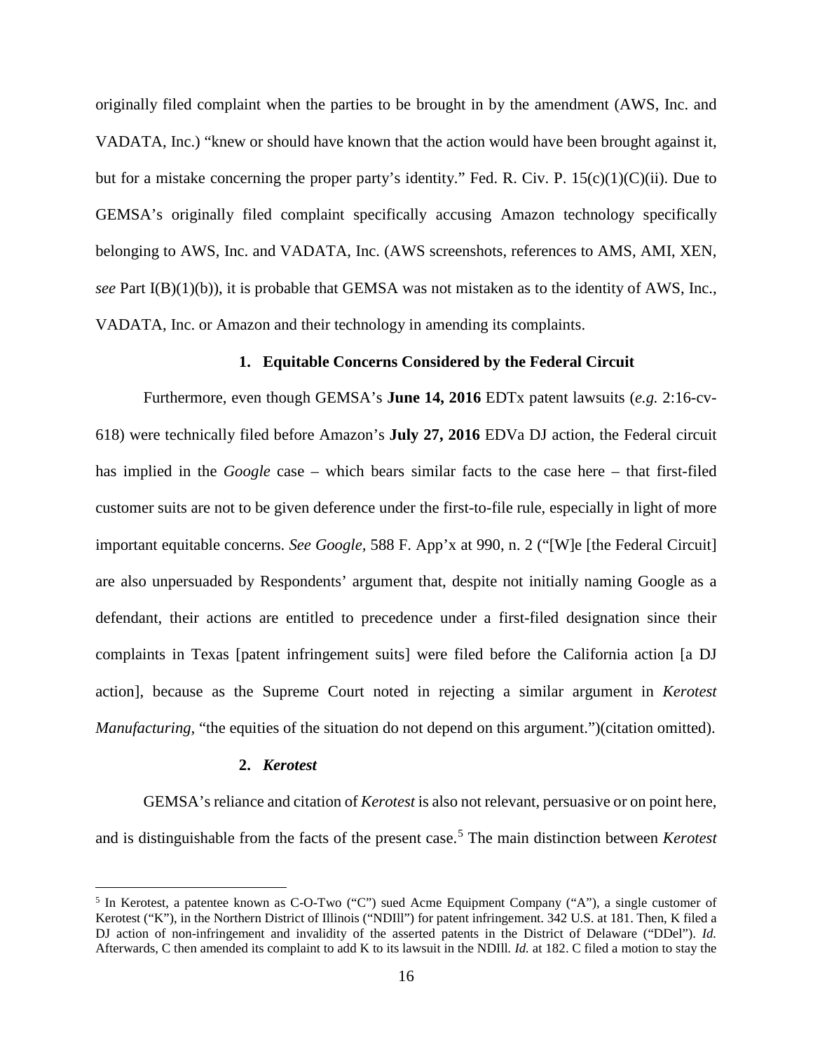originally filed complaint when the parties to be brought in by the amendment (AWS, Inc. and VADATA, Inc.) "knew or should have known that the action would have been brought against it, but for a mistake concerning the proper party's identity." Fed. R. Civ. P. 15(c)(1)(C)(ii). Due to GEMSA's originally filed complaint specifically accusing Amazon technology specifically belonging to AWS, Inc. and VADATA, Inc. (AWS screenshots, references to AMS, AMI, XEN, *see* Part I(B)(1)(b)), it is probable that GEMSA was not mistaken as to the identity of AWS, Inc., VADATA, Inc. or Amazon and their technology in amending its complaints.

### 1. Equitable Concerns Considered by the Federal Circuit

Furthermore, even though GEMSA's **June 14, 2016** EDTx patent lawsuits (*e.g.* 2:16-cv-618) were technically filed before Amazon's **July 27, 2016** EDVa DJ action, the Federal circuit has implied in the *Google* case – which bears similar facts to the case here – that first-filed customer suits are not to be given deference under the first-to-file rule, especially in light of more important equitable concerns. *See Google,* 588 F. App'x at 990, n. 2 ("[W]e [the Federal Circuit] are also unpersuaded by Respondents' argument that, despite not initially naming Google as a defendant, their actions are entitled to precedence under a first-filed designation since their complaints in Texas [patent infringement suits] were filed before the California action [a DJ action], because as the Supreme Court noted in rejecting a similar argument in *Kerotest Manufacturing,* "the equities of the situation do not depend on this argument.")(citation omitted).

### 2. *Kerotest*

GEMSA's reliance and citation of *Kerotest* is also not relevant, persuasive or on point here, and is distinguishable from the facts of the present case.[5] The main distinction between *Kerotest*

[5] In Kerotest, a patentee known as C-O-Two ("C") sued Acme Equipment Company ("A"), a single customer of Kerotest ("K"), in the Northern District of Illinois ("NDIll") for patent infringement. 342 U.S. at 181. Then, K filed a DJ action of non-infringement and invalidity of the asserted patents in the District of Delaware ("DDel"). *Id.* Afterwards, C then amended its complaint to add K to its lawsuit in the NDIll. *Id.* at 182. C filed a motion to stay the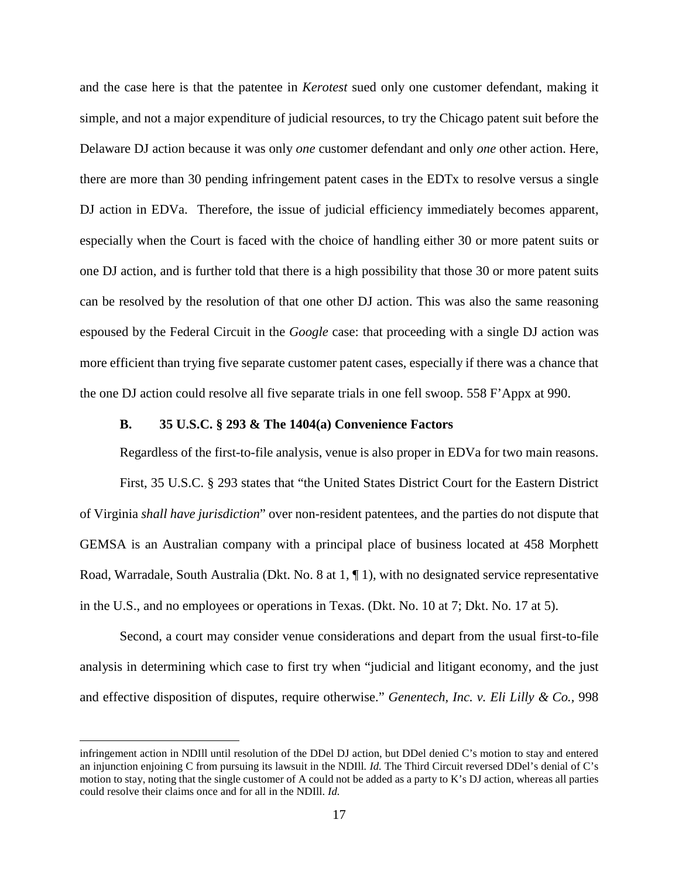and the case here is that the patentee in *Kerotest* sued only one customer defendant, making it simple, and not a major expenditure of judicial resources, to try the Chicago patent suit before the Delaware DJ action because it was only *one* customer defendant and only *one* other action. Here, there are more than 30 pending infringement patent cases in the EDTx to resolve versus a single DJ action in EDVa. Therefore, the issue of judicial efficiency immediately becomes apparent, especially when the Court is faced with the choice of handling either 30 or more patent suits or one DJ action, and is further told that there is a high possibility that those 30 or more patent suits can be resolved by the resolution of that one other DJ action. This was also the same reasoning espoused by the Federal Circuit in the *Google* case: that proceeding with a single DJ action was more efficient than trying five separate customer patent cases, especially if there was a chance that the one DJ action could resolve all five separate trials in one fell swoop. 558 F'Appx at 990.

### B. 35 U.S.C. § 293 & The 1404(a) Convenience Factors

Regardless of the first-to-file analysis, venue is also proper in EDVa for two main reasons.

First, 35 U.S.C. § 293 states that "the United States District Court for the Eastern District of Virginia *shall have jurisdiction*" over non-resident patentees, and the parties do not dispute that GEMSA is an Australian company with a principal place of business located at 458 Morphett Road, Warradale, South Australia (Dkt. No. 8 at 1, ¶ 1), with no designated service representative in the U.S., and no employees or operations in Texas. (Dkt. No. 10 at 7; Dkt. No. 17 at 5).

Second, a court may consider venue considerations and depart from the usual first-to-file analysis in determining which case to first try when "judicial and litigant economy, and the just and effective disposition of disputes, require otherwise." *Genentech, Inc. v. Eli Lilly & Co.*, 998

---

infringement action in NDIll until resolution of the DDel DJ action, but DDel denied C's motion to stay and entered an injunction enjoining C from pursuing its lawsuit in the NDIll. *Id.* The Third Circuit reversed DDel's denial of C's motion to stay, noting that the single customer of A could not be added as a party to K's DJ action, whereas all parties could resolve their claims once and for all in the NDIll. *Id.*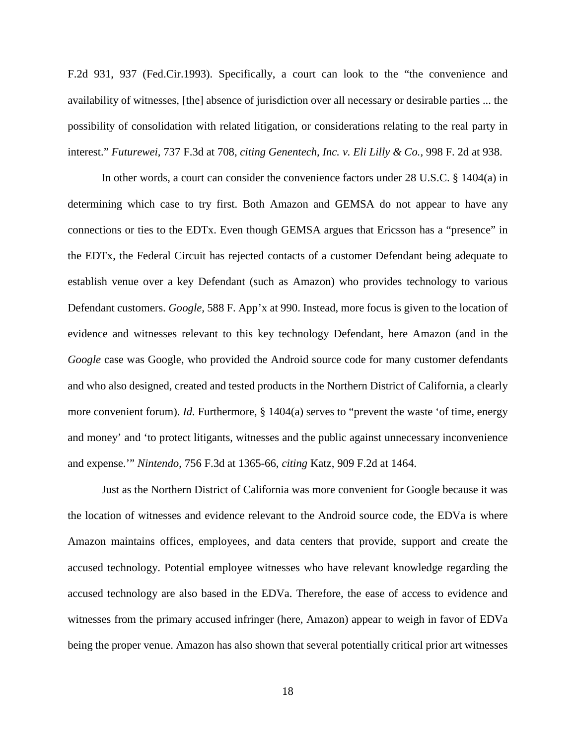F.2d 931, 937 (Fed.Cir.1993). Specifically, a court can look to the "the convenience and availability of witnesses, [the] absence of jurisdiction over all necessary or desirable parties ... the possibility of consolidation with related litigation, or considerations relating to the real party in interest." *Futurewei*, 737 F.3d at 708, *citing Genentech, Inc. v. Eli Lilly & Co.*, 998 F. 2d at 938.

In other words, a court can consider the convenience factors under 28 U.S.C. § 1404(a) in determining which case to try first. Both Amazon and GEMSA do not appear to have any connections or ties to the EDTx. Even though GEMSA argues that Ericsson has a "presence" in the EDTx, the Federal Circuit has rejected contacts of a customer Defendant being adequate to establish venue over a key Defendant (such as Amazon) who provides technology to various Defendant customers. *Google*, 588 F. App'x at 990. Instead, more focus is given to the location of evidence and witnesses relevant to this key technology Defendant, here Amazon (and in the *Google* case was Google, who provided the Android source code for many customer defendants and who also designed, created and tested products in the Northern District of California, a clearly more convenient forum). *Id.* Furthermore, § 1404(a) serves to "prevent the waste 'of time, energy and money' and 'to protect litigants, witnesses and the public against unnecessary inconvenience and expense.'" *Nintendo*, 756 F.3d at 1365-66, *citing* Katz, 909 F.2d at 1464.

Just as the Northern District of California was more convenient for Google because it was the location of witnesses and evidence relevant to the Android source code, the EDVa is where Amazon maintains offices, employees, and data centers that provide, support and create the accused technology. Potential employee witnesses who have relevant knowledge regarding the accused technology are also based in the EDVa. Therefore, the ease of access to evidence and witnesses from the primary accused infringer (here, Amazon) appear to weigh in favor of EDVa being the proper venue. Amazon has also shown that several potentially critical prior art witnesses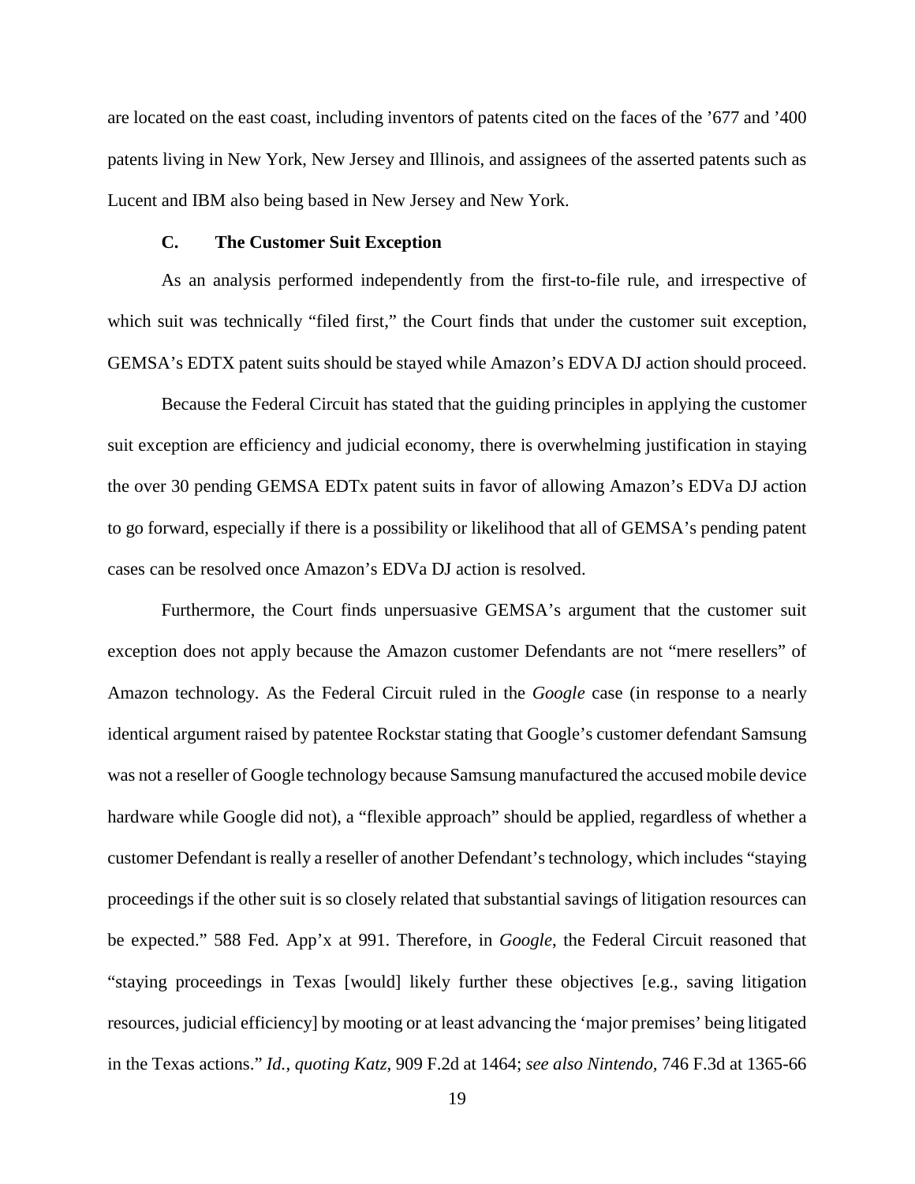are located on the east coast, including inventors of patents cited on the faces of the ’677 and ’400 patents living in New York, New Jersey and Illinois, and assignees of the asserted patents such as Lucent and IBM also being based in New Jersey and New York.

### C. The Customer Suit Exception

As an analysis performed independently from the first-to-file rule, and irrespective of which suit was technically “filed first,” the Court finds that under the customer suit exception, GEMSA’s EDTX patent suits should be stayed while Amazon’s EDVA DJ action should proceed.

Because the Federal Circuit has stated that the guiding principles in applying the customer suit exception are efficiency and judicial economy, there is overwhelming justification in staying the over 30 pending GEMSA EDTx patent suits in favor of allowing Amazon’s EDVa DJ action to go forward, especially if there is a possibility or likelihood that all of GEMSA’s pending patent cases can be resolved once Amazon’s EDVa DJ action is resolved.

Furthermore, the Court finds unpersuasive GEMSA’s argument that the customer suit exception does not apply because the Amazon customer Defendants are not “mere resellers” of Amazon technology. As the Federal Circuit ruled in the *Google* case (in response to a nearly identical argument raised by patentee Rockstar stating that Google’s customer defendant Samsung was not a reseller of Google technology because Samsung manufactured the accused mobile device hardware while Google did not), a “flexible approach” should be applied, regardless of whether a customer Defendant is really a reseller of another Defendant’s technology, which includes “staying proceedings if the other suit is so closely related that substantial savings of litigation resources can be expected.” 588 Fed. App’x at 991. Therefore, in *Google*, the Federal Circuit reasoned that “staying proceedings in Texas [would] likely further these objectives [e.g., saving litigation resources, judicial efficiency] by mooting or at least advancing the ‘major premises’ being litigated in the Texas actions.” *Id., quoting Katz*, 909 F.2d at 1464; *see also Nintendo*, 746 F.3d at 1365-66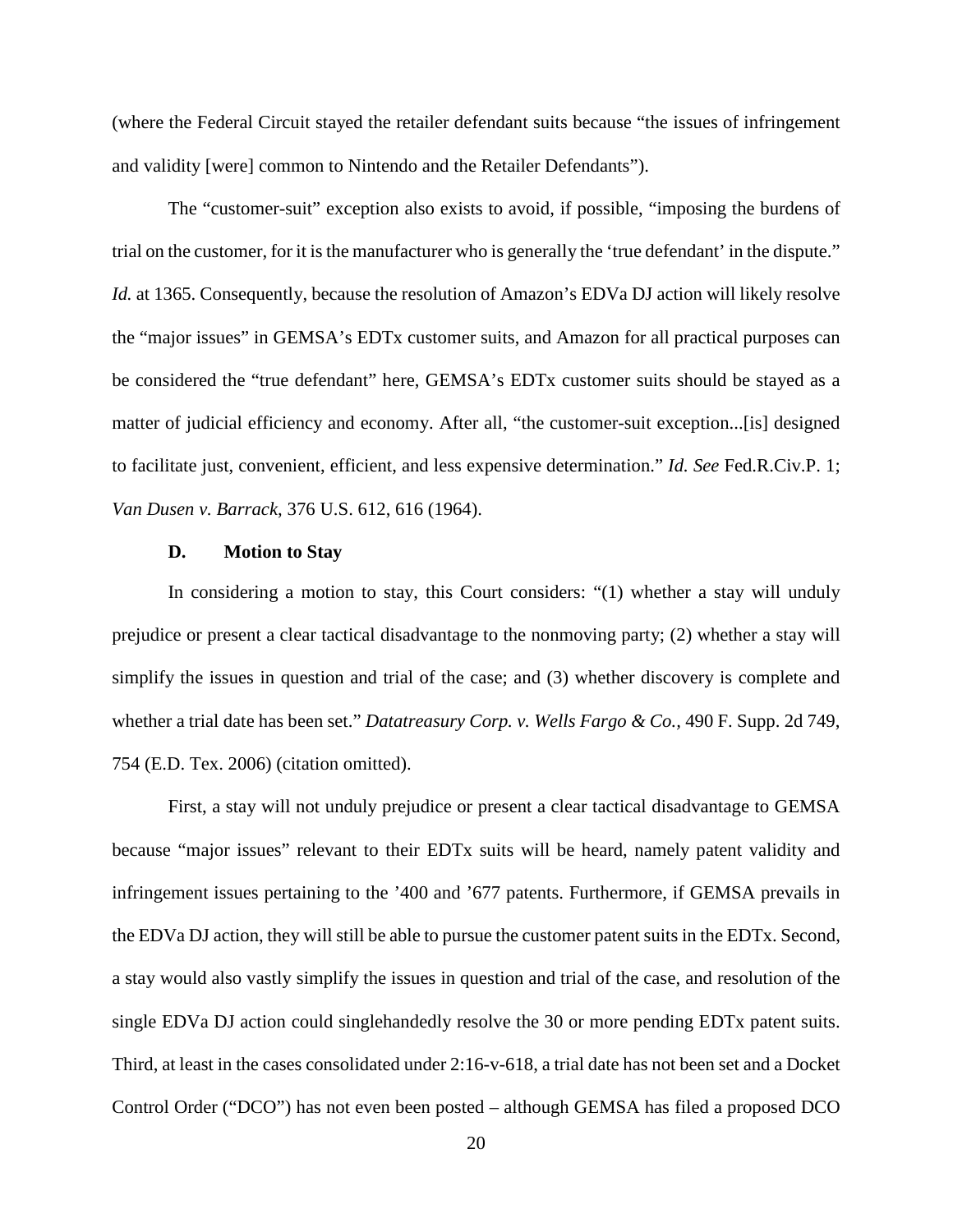(where the Federal Circuit stayed the retailer defendant suits because "the issues of infringement and validity [were] common to Nintendo and the Retailer Defendants").

The "customer-suit" exception also exists to avoid, if possible, "imposing the burdens of trial on the customer, for it is the manufacturer who is generally the 'true defendant' in the dispute." *Id.* at 1365. Consequently, because the resolution of Amazon's EDVa DJ action will likely resolve the "major issues" in GEMSA's EDTx customer suits, and Amazon for all practical purposes can be considered the "true defendant" here, GEMSA's EDTx customer suits should be stayed as a matter of judicial efficiency and economy. After all, "the customer-suit exception...[is] designed to facilitate just, convenient, efficient, and less expensive determination." *Id. See* Fed.R.Civ.P. 1; *Van Dusen v. Barrack*, 376 U.S. 612, 616 (1964).

### D. Motion to Stay

In considering a motion to stay, this Court considers: "(1) whether a stay will unduly prejudice or present a clear tactical disadvantage to the nonmoving party; (2) whether a stay will simplify the issues in question and trial of the case; and (3) whether discovery is complete and whether a trial date has been set." *Datatreasury Corp. v. Wells Fargo & Co.*, 490 F. Supp. 2d 749, 754 (E.D. Tex. 2006) (citation omitted).

First, a stay will not unduly prejudice or present a clear tactical disadvantage to GEMSA because "major issues" relevant to their EDTx suits will be heard, namely patent validity and infringement issues pertaining to the '400 and '677 patents. Furthermore, if GEMSA prevails in the EDVa DJ action, they will still be able to pursue the customer patent suits in the EDTx. Second, a stay would also vastly simplify the issues in question and trial of the case, and resolution of the single EDVa DJ action could singlehandedly resolve the 30 or more pending EDTx patent suits. Third, at least in the cases consolidated under 2:16-v-618, a trial date has not been set and a Docket Control Order ("DCO") has not even been posted – although GEMSA has filed a proposed DCO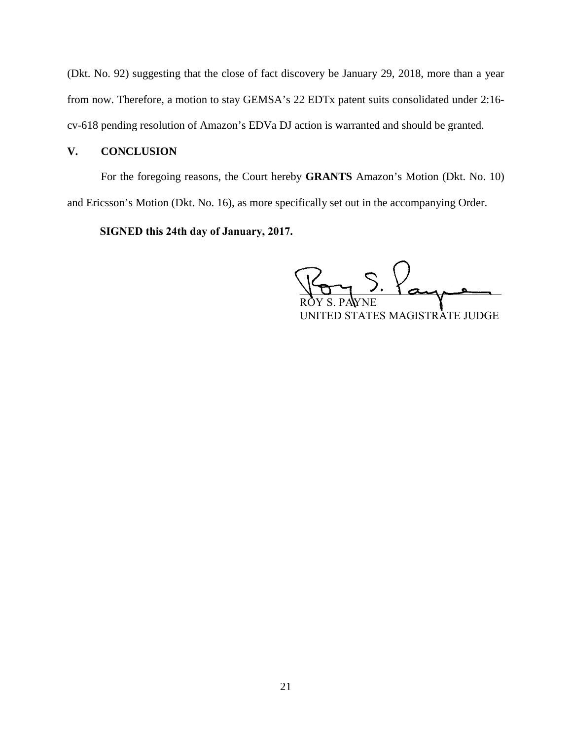(Dkt. No. 92) suggesting that the close of fact discovery be January 29, 2018, more than a year from now. Therefore, a motion to stay GEMSA's 22 EDTx patent suits consolidated under 2:16-cv-618 pending resolution of Amazon's EDVa DJ action is warranted and should be granted.

## V. CONCLUSION

For the foregoing reasons, the Court hereby **GRANTS** Amazon's Motion (Dkt. No. 10) and Ericsson's Motion (Dkt. No. 16), as more specifically set out in the accompanying Order.

**SIGNED this 24th day of January, 2017.**

ROY S. PAYNE
UNITED STATES MAGISTRATE JUDGE